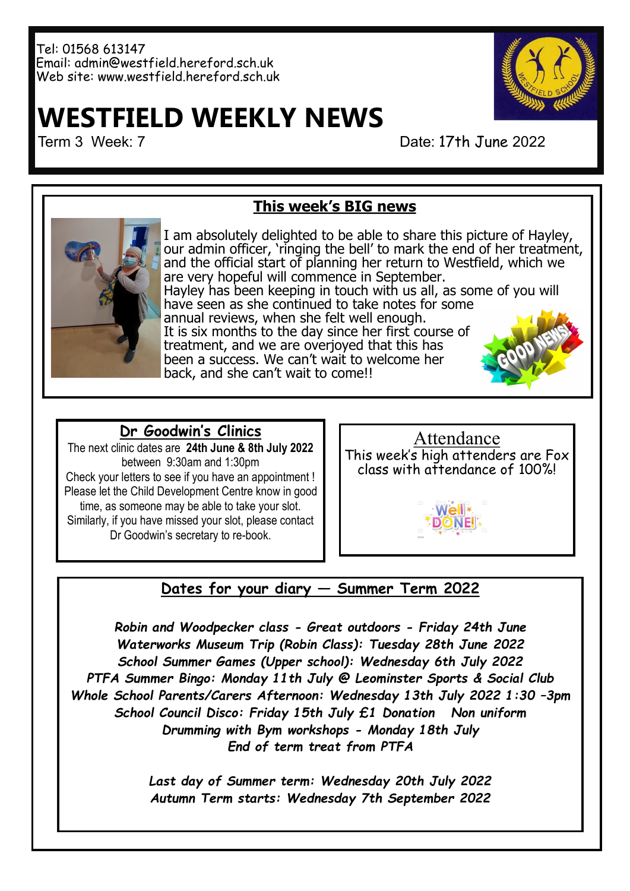Tel: 01568 613147
Email: admin@westfield.hereford.sch.uk
Web site: www.westfield.hereford.sch.uk

# WESTFIELD WEEKLY NEWS

Term 3 Week: 7 Date: 17th June 2022

## This week's BIG news

I am absolutely delighted to be able to share this picture of Hayley, our admin officer, 'ringing the bell' to mark the end of her treatment, and the official start of planning her return to Westfield, which we are very hopeful will commence in September.
Hayley has been keeping in touch with us all, as some of you will have seen as she continued to take notes for some annual reviews, when she felt well enough.
It is six months to the day since her first course of treatment, and we are overjoyed that this has been a success. We can't wait to welcome her back, and she can't wait to come!!

## Dr Goodwin's Clinics

The next clinic dates are **24th June & 8th July 2022** between 9:30am and 1:30pm
Check your letters to see if you have an appointment ! Please let the Child Development Centre know in good time, as someone may be able to take your slot. Similarly, if you have missed your slot, please contact Dr Goodwin's secretary to re-book.

## Attendance

This week's high attenders are Fox class with attendance of 100%!

## Dates for your diary — Summer Term 2022

*Robin and Woodpecker class - Great outdoors - Friday 24th June*
*Waterworks Museum Trip (Robin Class): Tuesday 28th June 2022*
*School Summer Games (Upper school): Wednesday 6th July 2022*
*PTFA Summer Bingo: Monday 11th July @ Leominster Sports & Social Club*
*Whole School Parents/Carers Afternoon: Wednesday 13th July 2022 1:30 –3pm*
*School Council Disco: Friday 15th July £1 Donation Non uniform*
*Drumming with Bym workshops - Monday 18th July*
*End of term treat from PTFA*

*Last day of Summer term: Wednesday 20th July 2022*
*Autumn Term starts: Wednesday 7th September 2022*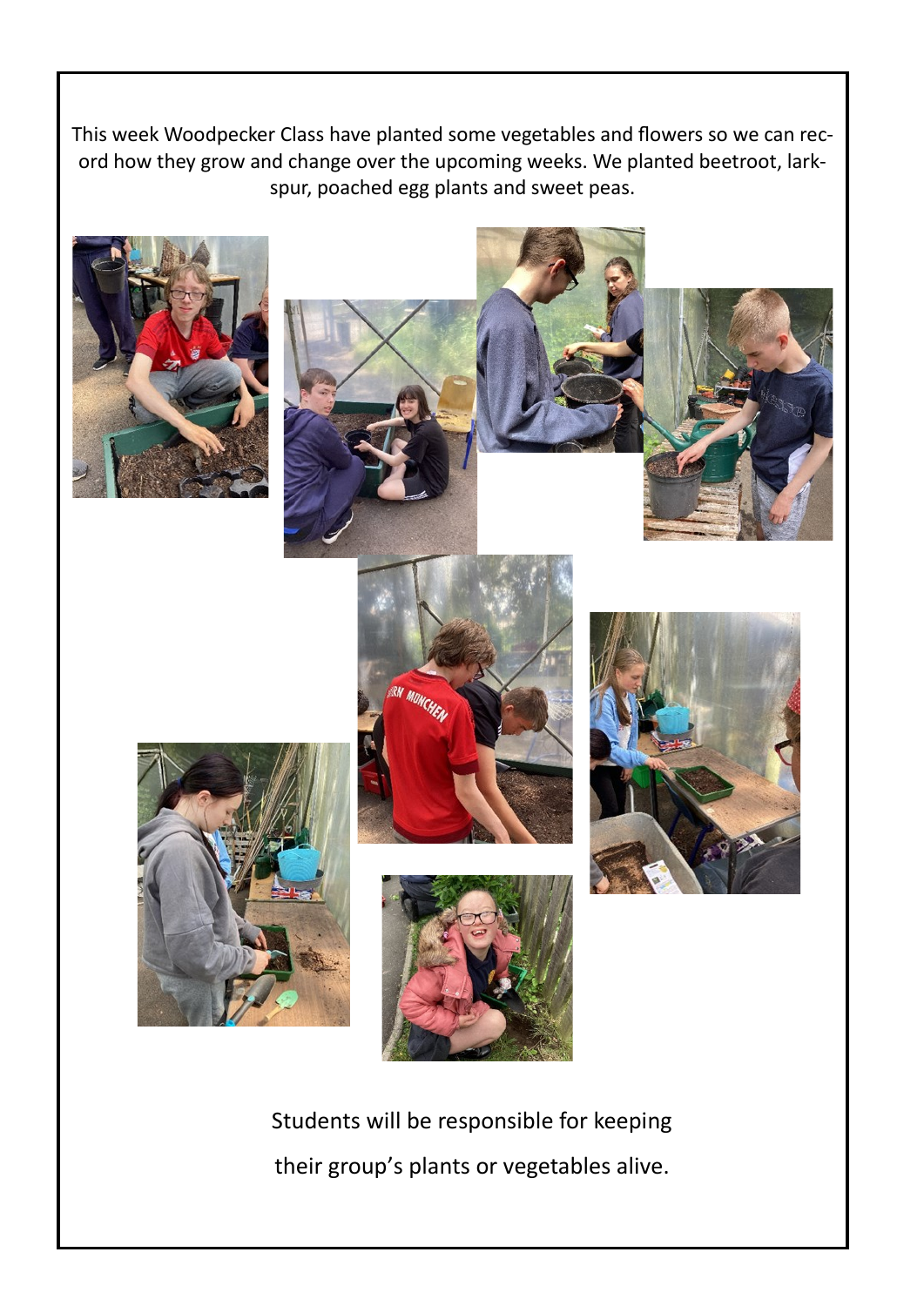This week Woodpecker Class have planted some vegetables and flowers so we can record how they grow and change over the upcoming weeks. We planted beetroot, larkspur, poached egg plants and sweet peas.

Students will be responsible for keeping their group's plants or vegetables alive.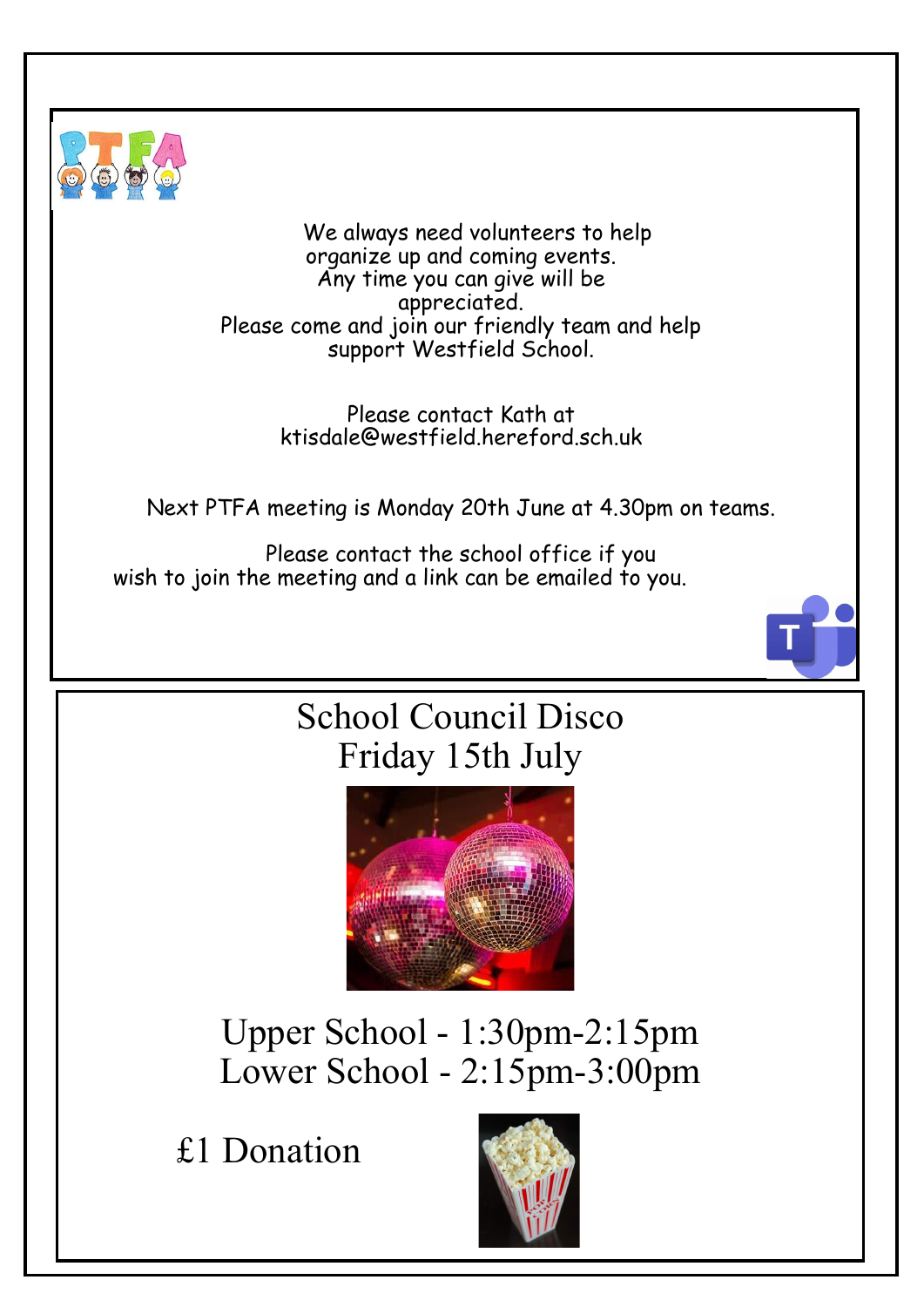PTFA

We always need volunteers to help organize up and coming events. Any time you can give will be appreciated.
Please come and join our friendly team and help support Westfield School.

Please contact Kath at ktisdale@westfield.hereford.sch.uk

Next PTFA meeting is Monday 20th June at 4.30pm on teams.

Please contact the school office if you wish to join the meeting and a link can be emailed to you.

# School Council Disco
## Friday 15th July

Upper School - 1:30pm-2:15pm
Lower School - 2:15pm-3:00pm

£1 Donation